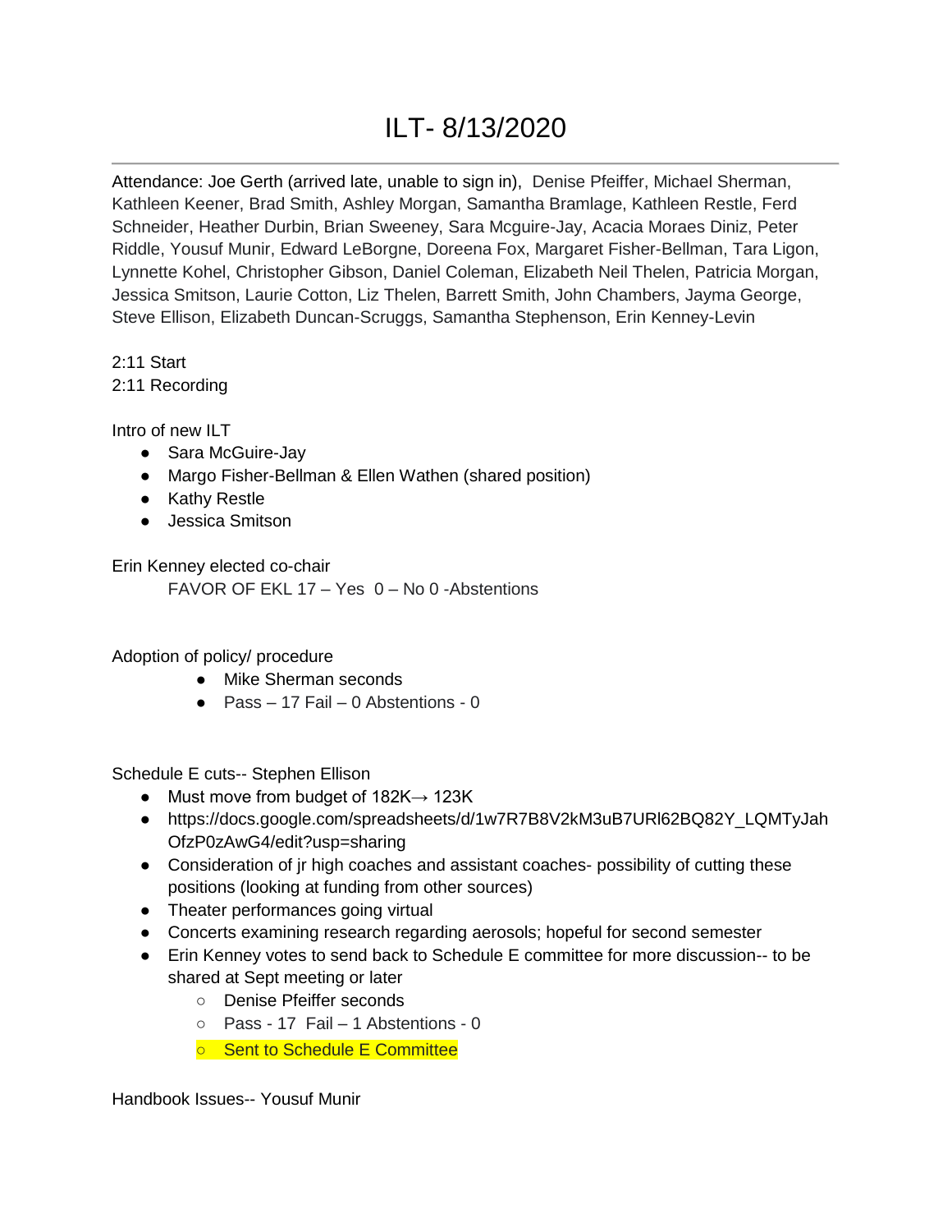# ILT- 8/13/2020

Attendance: Joe Gerth (arrived late, unable to sign in), Denise Pfeiffer, Michael Sherman, Kathleen Keener, Brad Smith, Ashley Morgan, Samantha Bramlage, Kathleen Restle, Ferd Schneider, Heather Durbin, Brian Sweeney, Sara Mcguire-Jay, Acacia Moraes Diniz, Peter Riddle, Yousuf Munir, Edward LeBorgne, Doreena Fox, Margaret Fisher-Bellman, Tara Ligon, Lynnette Kohel, Christopher Gibson, Daniel Coleman, Elizabeth Neil Thelen, Patricia Morgan, Jessica Smitson, Laurie Cotton, Liz Thelen, Barrett Smith, John Chambers, Jayma George, Steve Ellison, Elizabeth Duncan-Scruggs, Samantha Stephenson, Erin Kenney-Levin

2:11 Start
2:11 Recording

Intro of new ILT

- Sara McGuire-Jay
- Margo Fisher-Bellman & Ellen Wathen (shared position)
- Kathy Restle
- Jessica Smitson

Erin Kenney elected co-chair

FAVOR OF EKL 17 – Yes 0 – No 0 -Abstentions

Adoption of policy/ procedure

- Mike Sherman seconds
- Pass – 17 Fail – 0 Abstentions - 0

Schedule E cuts-- Stephen Ellison

- Must move from budget of 182K→ 123K
- https://docs.google.com/spreadsheets/d/1w7R7B8V2kM3uB7URl62BQ82Y_LQMTyJahOfzP0zAwG4/edit?usp=sharing
- Consideration of jr high coaches and assistant coaches- possibility of cutting these positions (looking at funding from other sources)
- Theater performances going virtual
- Concerts examining research regarding aerosols; hopeful for second semester
- Erin Kenney votes to send back to Schedule E committee for more discussion-- to be shared at Sept meeting or later
    - Denise Pfeiffer seconds
    - Pass - 17 Fail – 1 Abstentions - 0
    - Sent to Schedule E Committee

Handbook Issues-- Yousuf Munir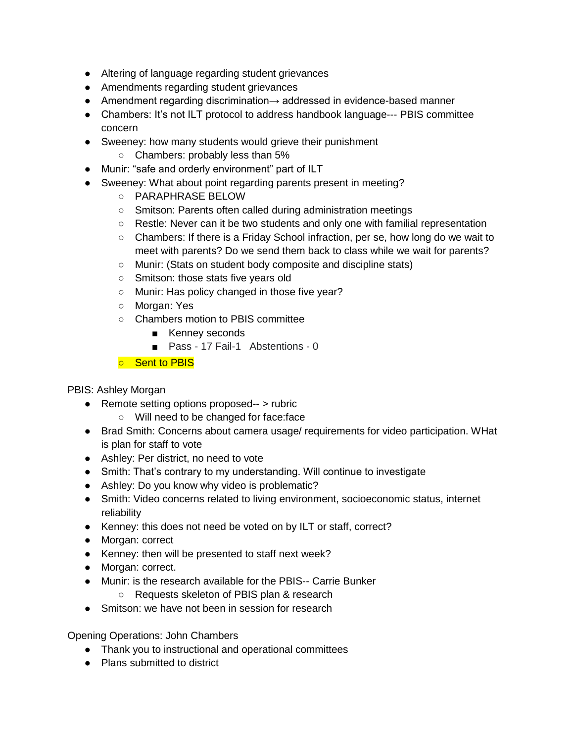- Altering of language regarding student grievances
- Amendments regarding student grievances
- Amendment regarding discrimination→ addressed in evidence-based manner
- Chambers: It's not ILT protocol to address handbook language--- PBIS committee concern
- Sweeney: how many students would grieve their punishment
    - Chambers: probably less than 5%
- Munir: "safe and orderly environment" part of ILT
- Sweeney: What about point regarding parents present in meeting?
    - PARAPHRASE BELOW
    - Smitson: Parents often called during administration meetings
    - Restle: Never can it be two students and only one with familial representation
    - Chambers: If there is a Friday School infraction, per se, how long do we wait to meet with parents? Do we send them back to class while we wait for parents?
    - Munir: (Stats on student body composite and discipline stats)
    - Smitson: those stats five years old
    - Munir: Has policy changed in those five year?
    - Morgan: Yes
    - Chambers motion to PBIS committee
        - Kenney seconds
        - Pass - 17 Fail-1 Abstentions - 0
    - Sent to PBIS

PBIS: Ashley Morgan

- Remote setting options proposed-- > rubric
    - Will need to be changed for face:face
- Brad Smith: Concerns about camera usage/ requirements for video participation. WHat is plan for staff to vote
- Ashley: Per district, no need to vote
- Smith: That's contrary to my understanding. Will continue to investigate
- Ashley: Do you know why video is problematic?
- Smith: Video concerns related to living environment, socioeconomic status, internet reliability
- Kenney: this does not need be voted on by ILT or staff, correct?
- Morgan: correct
- Kenney: then will be presented to staff next week?
- Morgan: correct.
- Munir: is the research available for the PBIS-- Carrie Bunker
    - Requests skeleton of PBIS plan & research
- Smitson: we have not been in session for research

Opening Operations: John Chambers

- Thank you to instructional and operational committees
- Plans submitted to district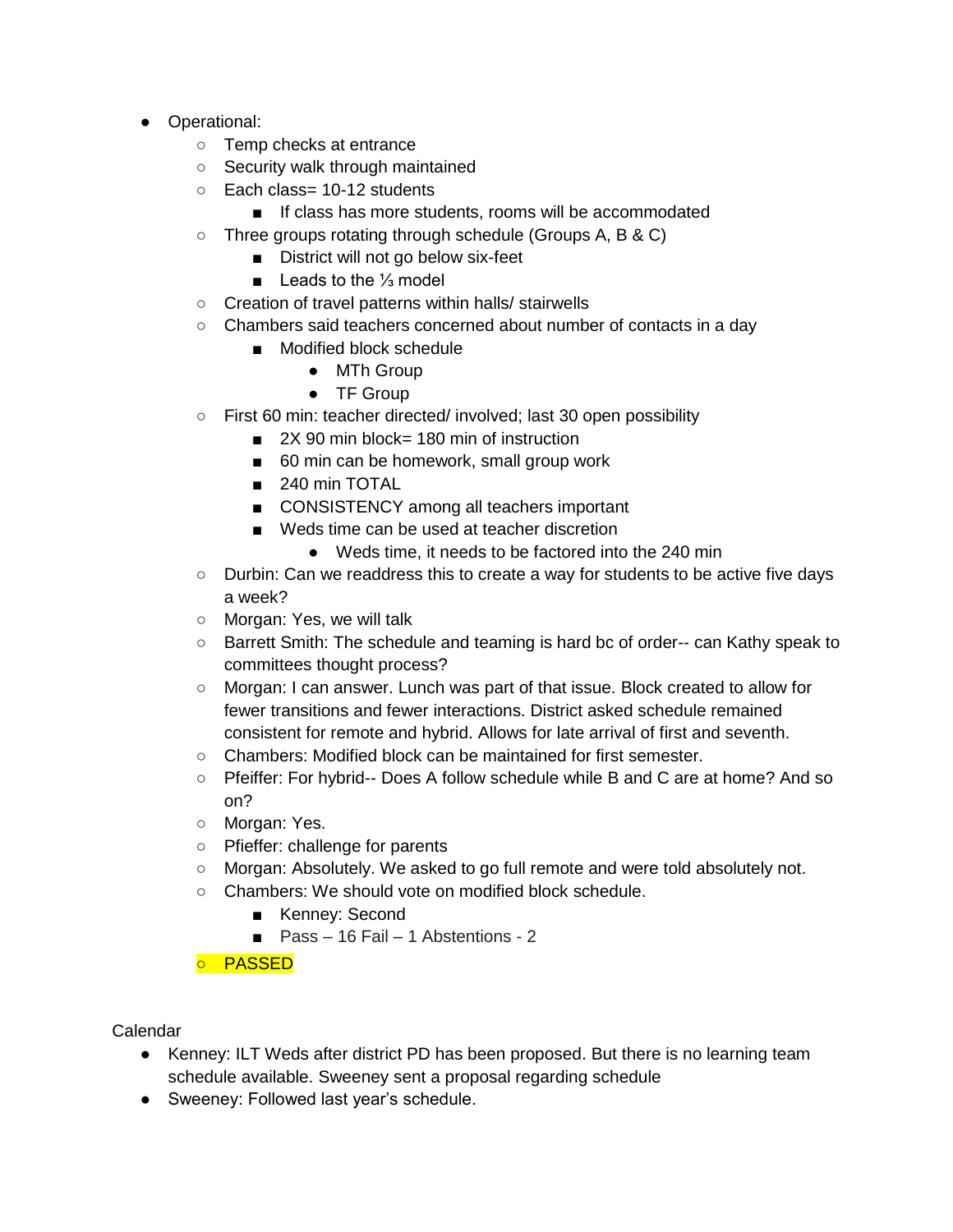- Operational:
    - Temp checks at entrance
    - Security walk through maintained
    - Each class= 10-12 students
        - If class has more students, rooms will be accommodated
    - Three groups rotating through schedule (Groups A, B & C)
        - District will not go below six-feet
        - Leads to the ⅓ model
    - Creation of travel patterns within halls/ stairwells
    - Chambers said teachers concerned about number of contacts in a day
        - Modified block schedule
            - MTh Group
            - TF Group
    - First 60 min: teacher directed/ involved; last 30 open possibility
        - 2X 90 min block= 180 min of instruction
        - 60 min can be homework, small group work
        - 240 min TOTAL
        - CONSISTENCY among all teachers important
        - Weds time can be used at teacher discretion
            - Weds time, it needs to be factored into the 240 min
    - Durbin: Can we readdress this to create a way for students to be active five days a week?
    - Morgan: Yes, we will talk
    - Barrett Smith: The schedule and teaming is hard bc of order-- can Kathy speak to committees thought process?
    - Morgan: I can answer. Lunch was part of that issue. Block created to allow for fewer transitions and fewer interactions. District asked schedule remained consistent for remote and hybrid. Allows for late arrival of first and seventh.
    - Chambers: Modified block can be maintained for first semester.
    - Pfieffer: For hybrid-- Does A follow schedule while B and C are at home? And so on?
    - Morgan: Yes.
    - Pfieffer: challenge for parents
    - Morgan: Absolutely. We asked to go full remote and were told absolutely not.
    - Chambers: We should vote on modified block schedule.
        - Kenney: Second
        - Pass – 16 Fail – 1 Abstentions - 2
    - PASSED

Calendar

- Kenney: ILT Weds after district PD has been proposed. But there is no learning team schedule available. Sweeney sent a proposal regarding schedule
- Sweeney: Followed last year's schedule.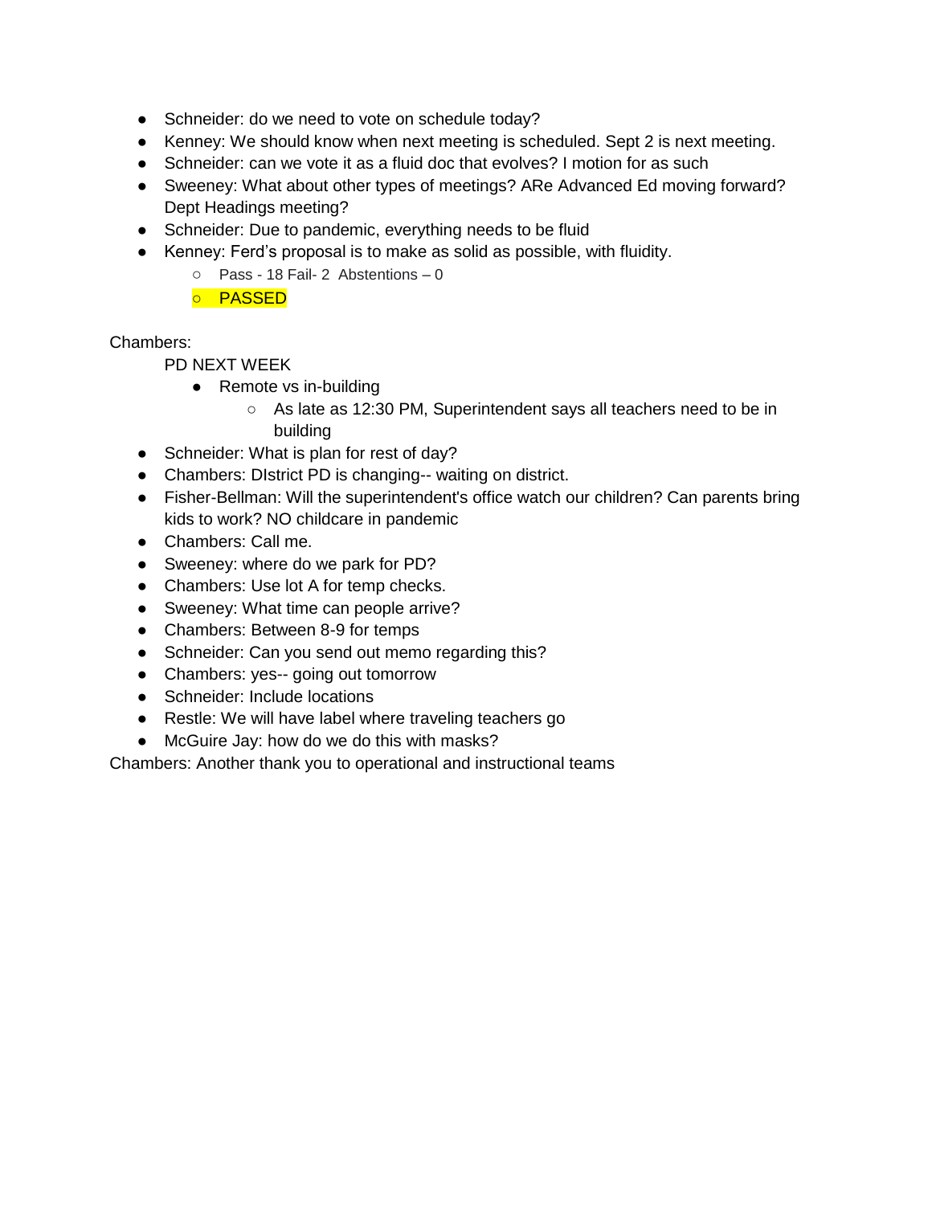- Schneider: do we need to vote on schedule today?
- Kenney: We should know when next meeting is scheduled. Sept 2 is next meeting.
- Schneider: can we vote it as a fluid doc that evolves? I motion for as such
- Sweeney: What about other types of meetings? ARe Advanced Ed moving forward? Dept Headings meeting?
- Schneider: Due to pandemic, everything needs to be fluid
- Kenney: Ferd's proposal is to make as solid as possible, with fluidity.
  - Pass - 18 Fail- 2  Abstentions – 0
  - PASSED

Chambers:

PD NEXT WEEK

- Remote vs in-building
  - As late as 12:30 PM, Superintendent says all teachers need to be in building
- Schneider: What is plan for rest of day?
- Chambers: DIstrict PD is changing-- waiting on district.
- Fisher-Bellman: Will the superintendent's office watch our children? Can parents bring kids to work? NO childcare in pandemic
- Chambers: Call me.
- Sweeney: where do we park for PD?
- Chambers: Use lot A for temp checks.
- Sweeney: What time can people arrive?
- Chambers: Between 8-9 for temps
- Schneider: Can you send out memo regarding this?
- Chambers: yes-- going out tomorrow
- Schneider: Include locations
- Restle: We will have label where traveling teachers go
- McGuire Jay: how do we do this with masks?

Chambers: Another thank you to operational and instructional teams